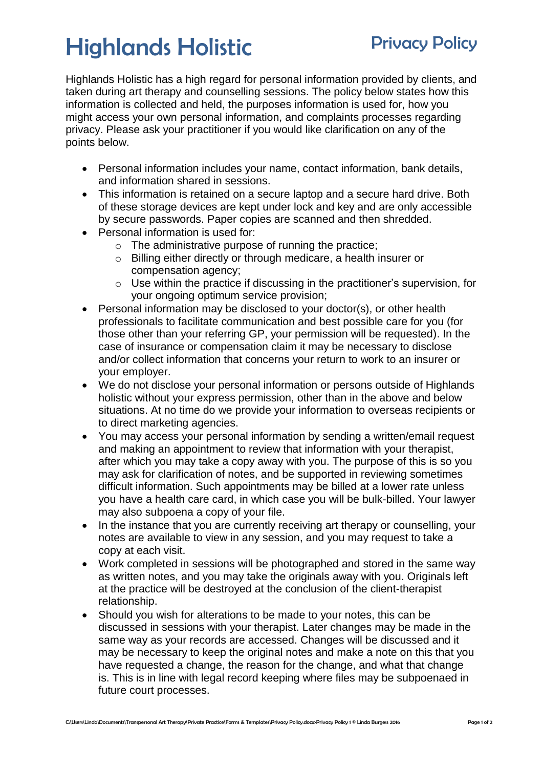# Highlands Holistic

## Privacy Policy

Highlands Holistic has a high regard for personal information provided by clients, and taken during art therapy and counselling sessions. The policy below states how this information is collected and held, the purposes information is used for, how you might access your own personal information, and complaints processes regarding privacy. Please ask your practitioner if you would like clarification on any of the points below.

- Personal information includes your name, contact information, bank details, and information shared in sessions.
- This information is retained on a secure laptop and a secure hard drive. Both of these storage devices are kept under lock and key and are only accessible by secure passwords. Paper copies are scanned and then shredded.
- Personal information is used for:
    - The administrative purpose of running the practice;
    - Billing either directly or through medicare, a health insurer or compensation agency;
    - Use within the practice if discussing in the practitioner's supervision, for your ongoing optimum service provision;
- Personal information may be disclosed to your doctor(s), or other health professionals to facilitate communication and best possible care for you (for those other than your referring GP, your permission will be requested). In the case of insurance or compensation claim it may be necessary to disclose and/or collect information that concerns your return to work to an insurer or your employer.
- We do not disclose your personal information or persons outside of Highlands holistic without your express permission, other than in the above and below situations. At no time do we provide your information to overseas recipients or to direct marketing agencies.
- You may access your personal information by sending a written/email request and making an appointment to review that information with your therapist, after which you may take a copy away with you. The purpose of this is so you may ask for clarification of notes, and be supported in reviewing sometimes difficult information. Such appointments may be billed at a lower rate unless you have a health care card, in which case you will be bulk-billed. Your lawyer may also subpoena a copy of your file.
- In the instance that you are currently receiving art therapy or counselling, your notes are available to view in any session, and you may request to take a copy at each visit.
- Work completed in sessions will be photographed and stored in the same way as written notes, and you may take the originals away with you. Originals left at the practice will be destroyed at the conclusion of the client-therapist relationship.
- Should you wish for alterations to be made to your notes, this can be discussed in sessions with your therapist. Later changes may be made in the same way as your records are accessed. Changes will be discussed and it may be necessary to keep the original notes and make a note on this that you have requested a change, the reason for the change, and what that change is. This is in line with legal record keeping where files may be subpoenaed in future court processes.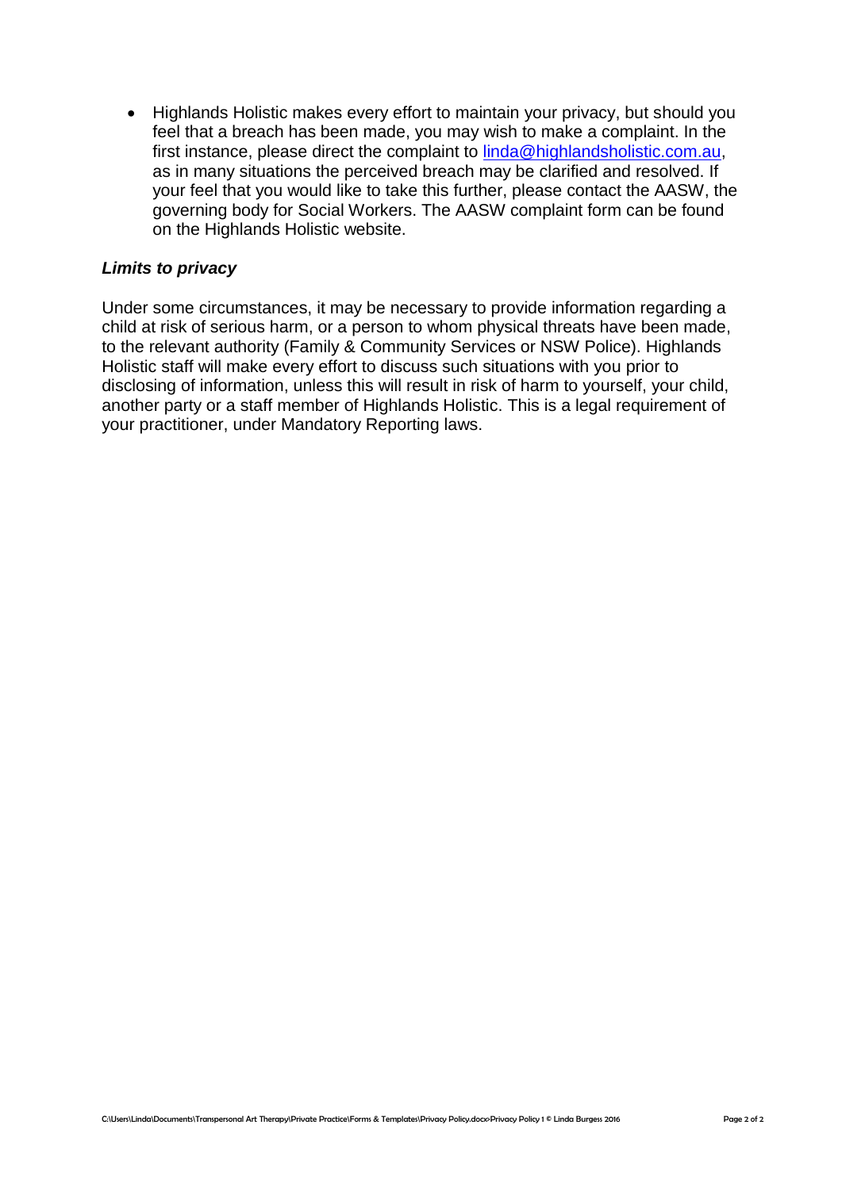- Highlands Holistic makes every effort to maintain your privacy, but should you feel that a breach has been made, you may wish to make a complaint. In the first instance, please direct the complaint to linda@highlandsholistic.com.au, as in many situations the perceived breach may be clarified and resolved. If your feel that you would like to take this further, please contact the AASW, the governing body for Social Workers. The AASW complaint form can be found on the Highlands Holistic website.

***Limits to privacy***

Under some circumstances, it may be necessary to provide information regarding a child at risk of serious harm, or a person to whom physical threats have been made, to the relevant authority (Family & Community Services or NSW Police). Highlands Holistic staff will make every effort to discuss such situations with you prior to disclosing of information, unless this will result in risk of harm to yourself, your child, another party or a staff member of Highlands Holistic. This is a legal requirement of your practitioner, under Mandatory Reporting laws.